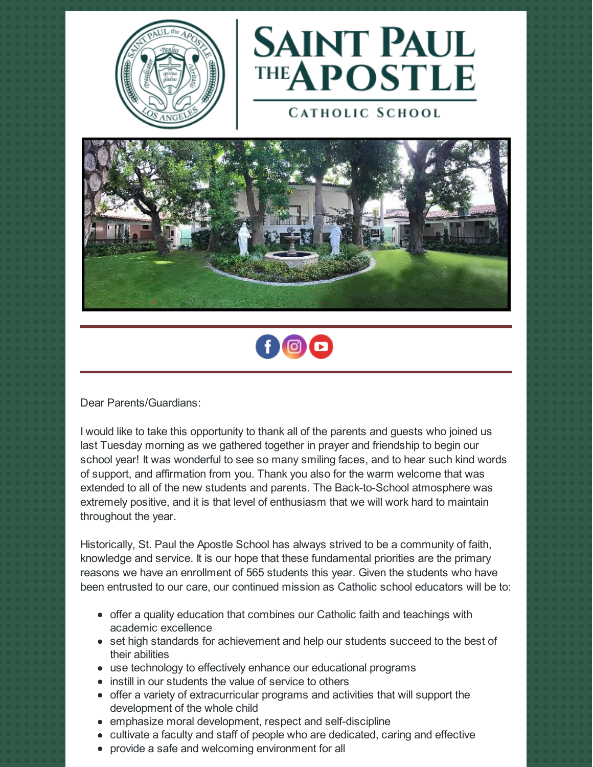# Saint Paul the Apostle

## Catholic School

Dear Parents/Guardians:

I would like to take this opportunity to thank all of the parents and guests who joined us last Tuesday morning as we gathered together in prayer and friendship to begin our school year! It was wonderful to see so many smiling faces, and to hear such kind words of support, and affirmation from you. Thank you also for the warm welcome that was extended to all of the new students and parents. The Back-to-School atmosphere was extremely positive, and it is that level of enthusiasm that we will work hard to maintain throughout the year.

Historically, St. Paul the Apostle School has always strived to be a community of faith, knowledge and service. It is our hope that these fundamental priorities are the primary reasons we have an enrollment of 565 students this year. Given the students who have been entrusted to our care, our continued mission as Catholic school educators will be to:

- offer a quality education that combines our Catholic faith and teachings with academic excellence
- set high standards for achievement and help our students succeed to the best of their abilities
- use technology to effectively enhance our educational programs
- instill in our students the value of service to others
- offer a variety of extracurricular programs and activities that will support the development of the whole child
- emphasize moral development, respect and self-discipline
- cultivate a faculty and staff of people who are dedicated, caring and effective
- provide a safe and welcoming environment for all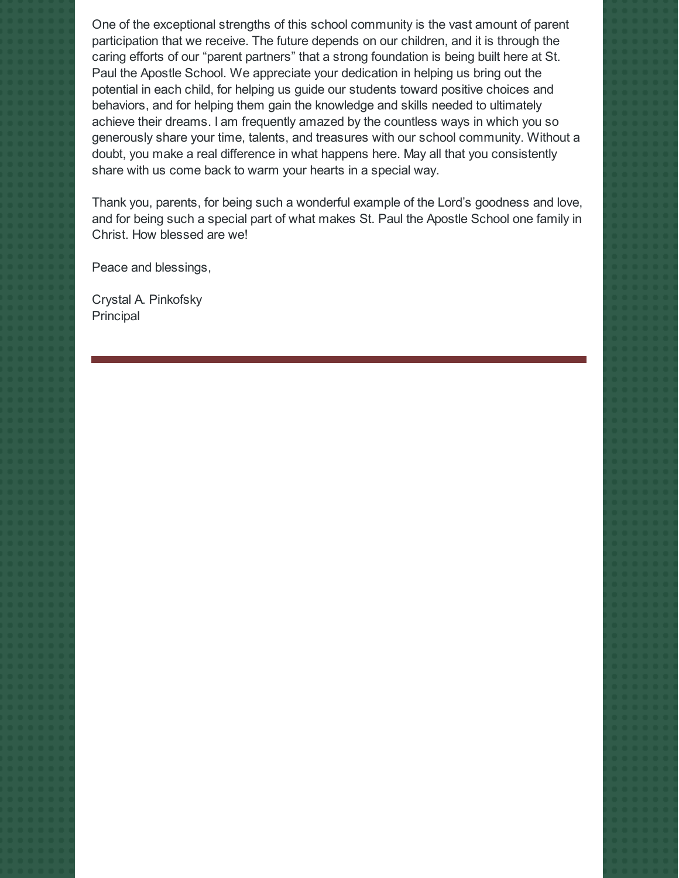One of the exceptional strengths of this school community is the vast amount of parent participation that we receive. The future depends on our children, and it is through the caring efforts of our "parent partners" that a strong foundation is being built here at St. Paul the Apostle School. We appreciate your dedication in helping us bring out the potential in each child, for helping us guide our students toward positive choices and behaviors, and for helping them gain the knowledge and skills needed to ultimately achieve their dreams. I am frequently amazed by the countless ways in which you so generously share your time, talents, and treasures with our school community. Without a doubt, you make a real difference in what happens here. May all that you consistently share with us come back to warm your hearts in a special way.

Thank you, parents, for being such a wonderful example of the Lord's goodness and love, and for being such a special part of what makes St. Paul the Apostle School one family in Christ. How blessed are we!

Peace and blessings,

Crystal A. Pinkofsky
Principal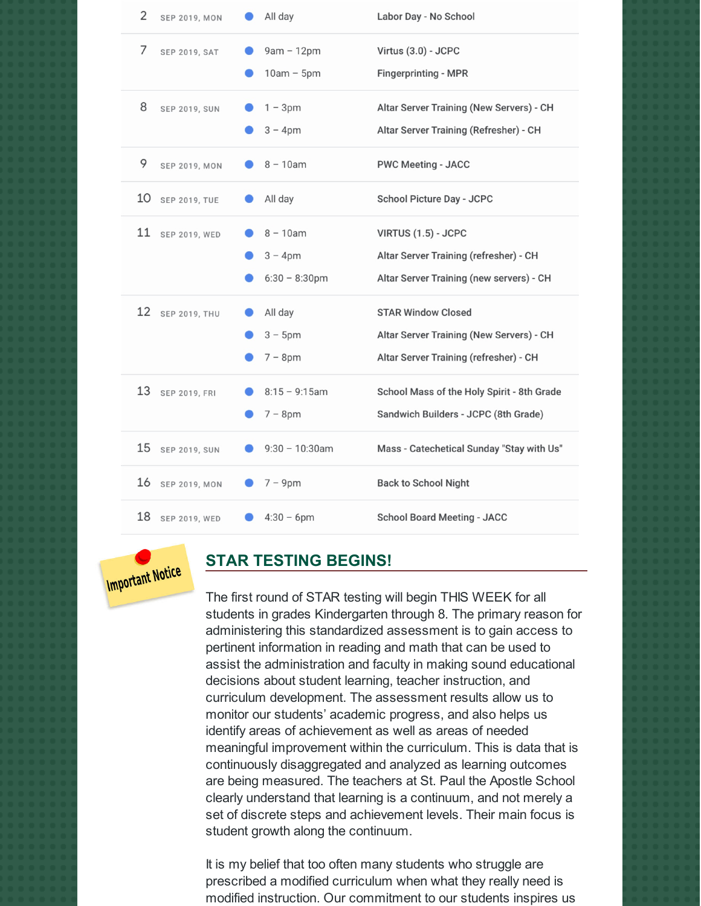| Date | | Time | Event |
|---|---|---|---|
| 2 | SEP 2019, MON | All day | Labor Day - No School |
| 7 | SEP 2019, SAT | 9am – 12pm | Virtus (3.0) - JCPC |
| | | 10am – 5pm | Fingerprinting - MPR |
| 8 | SEP 2019, SUN | 1 – 3pm | Altar Server Training (New Servers) - CH |
| | | 3 – 4pm | Altar Server Training (Refresher) - CH |
| 9 | SEP 2019, MON | 8 – 10am | PWC Meeting - JACC |
| 10 | SEP 2019, TUE | All day | School Picture Day - JCPC |
| 11 | SEP 2019, WED | 8 – 10am | VIRTUS (1.5) - JCPC |
| | | 3 – 4pm | Altar Server Training (refresher) - CH |
| | | 6:30 – 8:30pm | Altar Server Training (new servers) - CH |
| 12 | SEP 2019, THU | All day | STAR Window Closed |
| | | 3 – 5pm | Altar Server Training (New Servers) - CH |
| | | 7 – 8pm | Altar Server Training (refresher) - CH |
| 13 | SEP 2019, FRI | 8:15 – 9:15am | School Mass of the Holy Spirit - 8th Grade |
| | | 7 – 8pm | Sandwich Builders - JCPC (8th Grade) |
| 15 | SEP 2019, SUN | 9:30 – 10:30am | Mass - Catechetical Sunday "Stay with Us" |
| 16 | SEP 2019, MON | 7 – 9pm | Back to School Night |
| 18 | SEP 2019, WED | 4:30 – 6pm | School Board Meeting - JACC |

Important Notice

## STAR TESTING BEGINS!

The first round of STAR testing will begin THIS WEEK for all students in grades Kindergarten through 8. The primary reason for administering this standardized assessment is to gain access to pertinent information in reading and math that can be used to assist the administration and faculty in making sound educational decisions about student learning, teacher instruction, and curriculum development. The assessment results allow us to monitor our students' academic progress, and also helps us identify areas of achievement as well as areas of needed meaningful improvement within the curriculum. This is data that is continuously disaggregated and analyzed as learning outcomes are being measured. The teachers at St. Paul the Apostle School clearly understand that learning is a continuum, and not merely a set of discrete steps and achievement levels. Their main focus is student growth along the continuum.

It is my belief that too often many students who struggle are prescribed a modified curriculum when what they really need is modified instruction. Our commitment to our students inspires us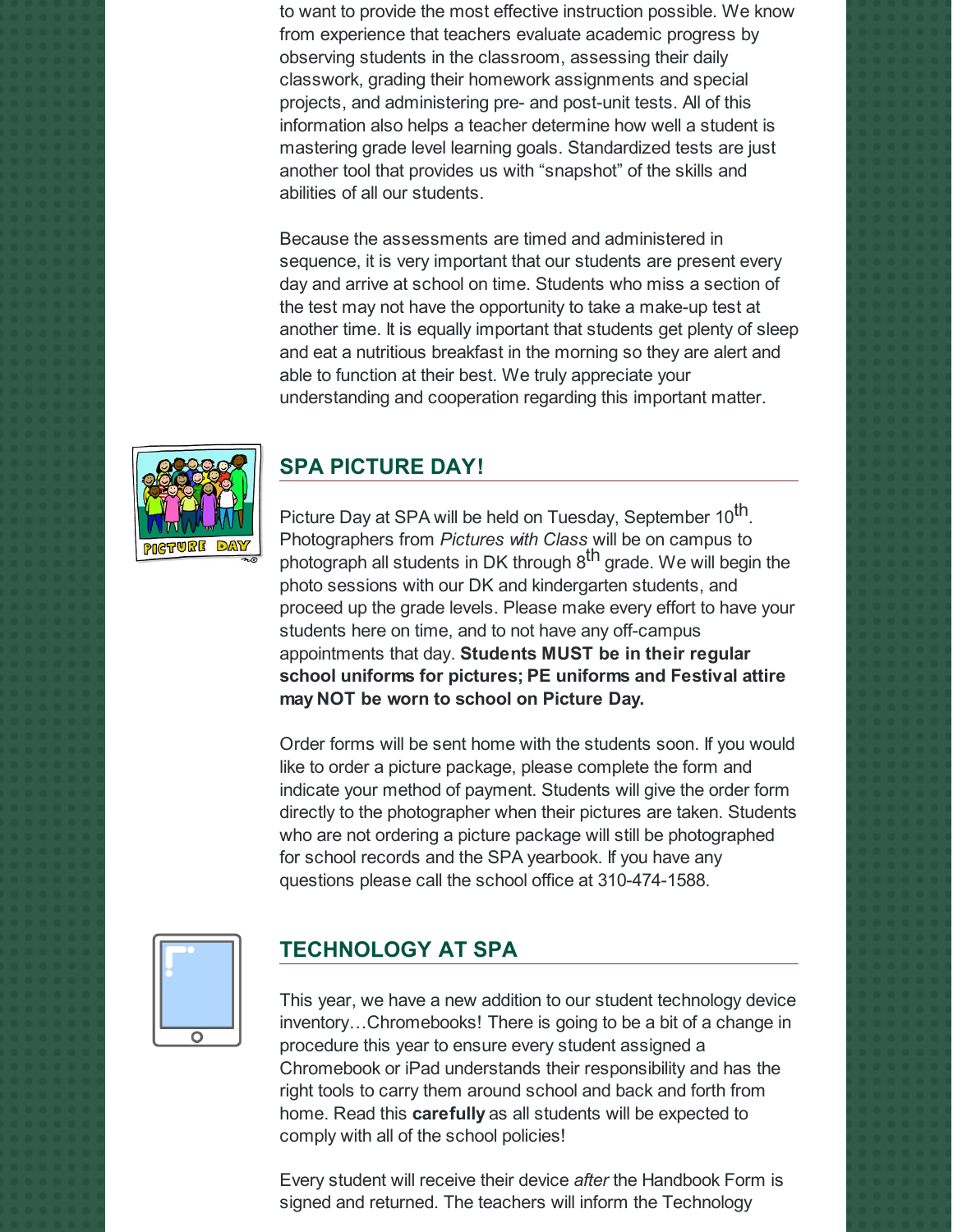to want to provide the most effective instruction possible. We know from experience that teachers evaluate academic progress by observing students in the classroom, assessing their daily classwork, grading their homework assignments and special projects, and administering pre- and post-unit tests. All of this information also helps a teacher determine how well a student is mastering grade level learning goals. Standardized tests are just another tool that provides us with "snapshot" of the skills and abilities of all our students.

Because the assessments are timed and administered in sequence, it is very important that our students are present every day and arrive at school on time. Students who miss a section of the test may not have the opportunity to take a make-up test at another time. It is equally important that students get plenty of sleep and eat a nutritious breakfast in the morning so they are alert and able to function at their best. We truly appreciate your understanding and cooperation regarding this important matter.

## SPA PICTURE DAY!

Picture Day at SPA will be held on Tuesday, September 10th. Photographers from *Pictures with Class* will be on campus to photograph all students in DK through 8th grade. We will begin the photo sessions with our DK and kindergarten students, and proceed up the grade levels. Please make every effort to have your students here on time, and to not have any off-campus appointments that day. **Students MUST be in their regular school uniforms for pictures; PE uniforms and Festival attire may NOT be worn to school on Picture Day.**

Order forms will be sent home with the students soon. If you would like to order a picture package, please complete the form and indicate your method of payment. Students will give the order form directly to the photographer when their pictures are taken. Students who are not ordering a picture package will still be photographed for school records and the SPA yearbook. If you have any questions please call the school office at 310-474-1588.

## TECHNOLOGY AT SPA

This year, we have a new addition to our student technology device inventory…Chromebooks! There is going to be a bit of a change in procedure this year to ensure every student assigned a Chromebook or iPad understands their responsibility and has the right tools to carry them around school and back and forth from home. Read this **carefully** as all students will be expected to comply with all of the school policies!

Every student will receive their device *after* the Handbook Form is signed and returned. The teachers will inform the Technology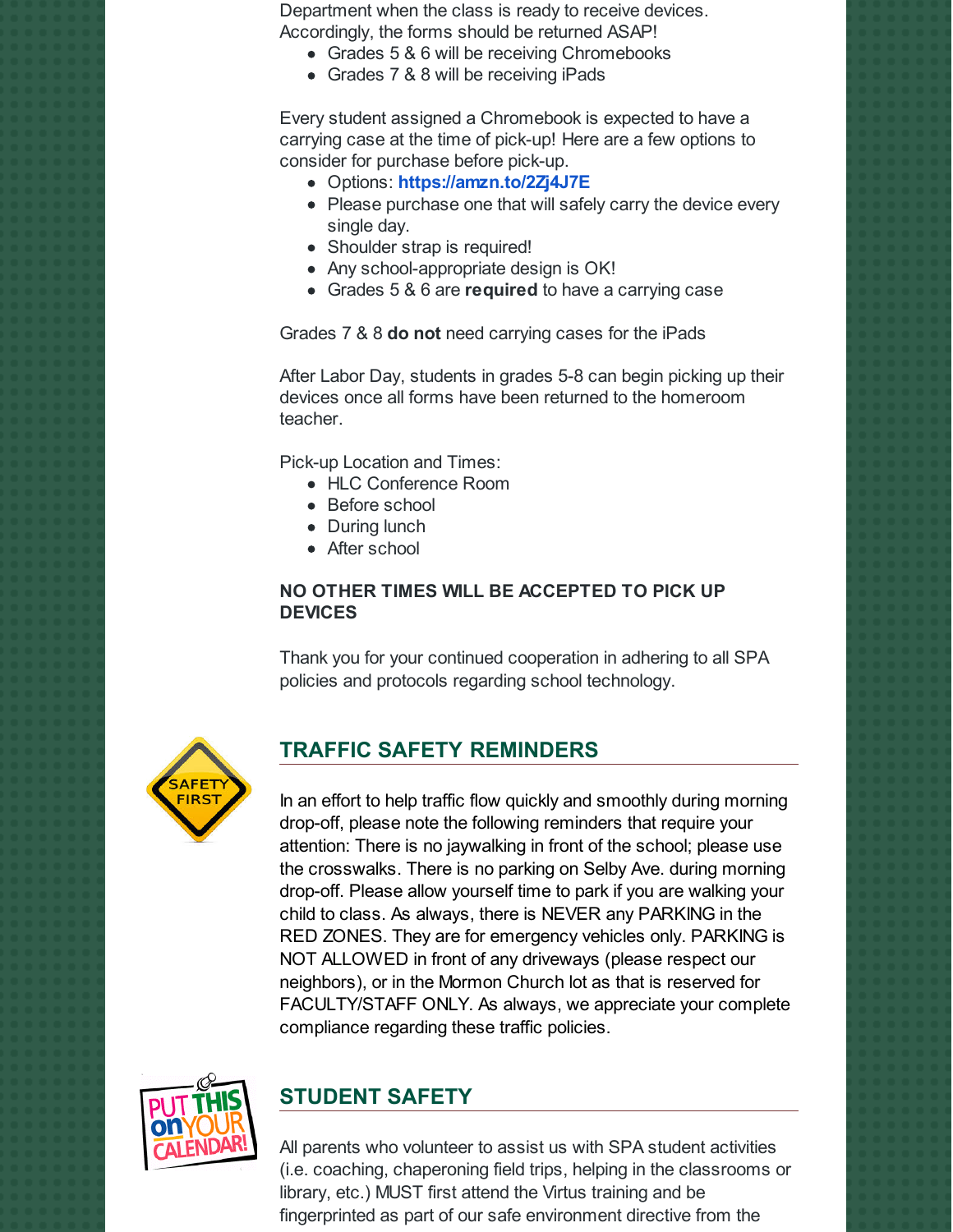Department when the class is ready to receive devices. Accordingly, the forms should be returned ASAP!

- Grades 5 & 6 will be receiving Chromebooks
- Grades 7 & 8 will be receiving iPads

Every student assigned a Chromebook is expected to have a carrying case at the time of pick-up! Here are a few options to consider for purchase before pick-up.

- Options: **https://amzn.to/2Zj4J7E**
- Please purchase one that will safely carry the device every single day.
- Shoulder strap is required!
- Any school-appropriate design is OK!
- Grades 5 & 6 are **required** to have a carrying case

Grades 7 & 8 **do not** need carrying cases for the iPads

After Labor Day, students in grades 5-8 can begin picking up their devices once all forms have been returned to the homeroom teacher.

Pick-up Location and Times:

- HLC Conference Room
- Before school
- During lunch
- After school

**NO OTHER TIMES WILL BE ACCEPTED TO PICK UP DEVICES**

Thank you for your continued cooperation in adhering to all SPA policies and protocols regarding school technology.

## TRAFFIC SAFETY REMINDERS

In an effort to help traffic flow quickly and smoothly during morning drop-off, please note the following reminders that require your attention: There is no jaywalking in front of the school; please use the crosswalks. There is no parking on Selby Ave. during morning drop-off. Please allow yourself time to park if you are walking your child to class. As always, there is NEVER any PARKING in the RED ZONES. They are for emergency vehicles only. PARKING is NOT ALLOWED in front of any driveways (please respect our neighbors), or in the Mormon Church lot as that is reserved for FACULTY/STAFF ONLY. As always, we appreciate your complete compliance regarding these traffic policies.

## STUDENT SAFETY

All parents who volunteer to assist us with SPA student activities (i.e. coaching, chaperoning field trips, helping in the classrooms or library, etc.) MUST first attend the Virtus training and be fingerprinted as part of our safe environment directive from the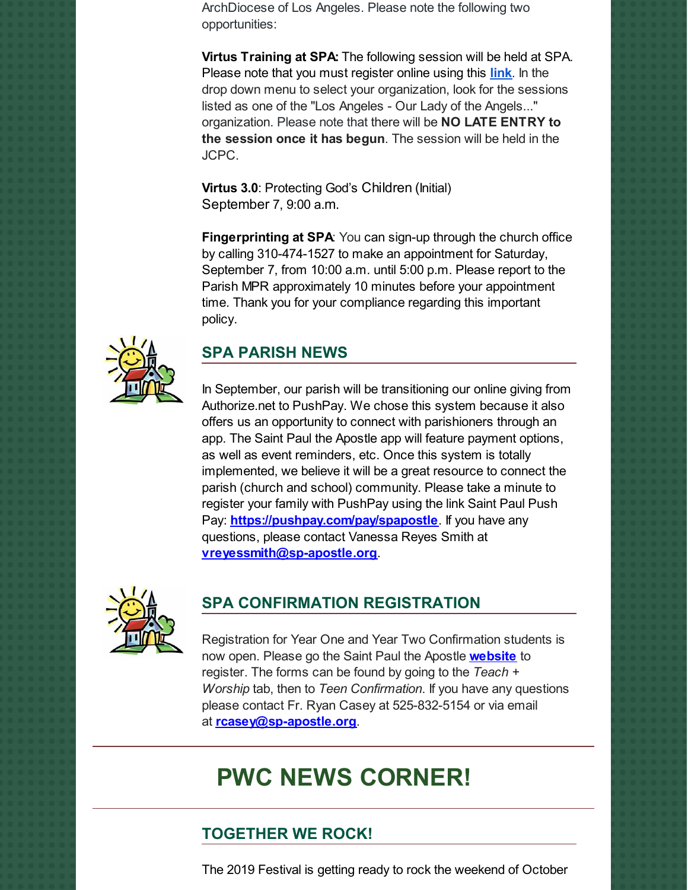ArchDiocese of Los Angeles. Please note the following two opportunities:

**Virtus Training at SPA:** The following session will be held at SPA. Please note that you must register online using this **link**. In the drop down menu to select your organization, look for the sessions listed as one of the "Los Angeles - Our Lady of the Angels..." organization. Please note that there will be **NO LATE ENTRY to the session once it has begun**. The session will be held in the JCPC.

**Virtus 3.0**: Protecting God's Children (Initial)
September 7, 9:00 a.m.

**Fingerprinting at SPA**: You can sign-up through the church office by calling 310-474-1527 to make an appointment for Saturday, September 7, from 10:00 a.m. until 5:00 p.m. Please report to the Parish MPR approximately 10 minutes before your appointment time. Thank you for your compliance regarding this important policy.

## SPA PARISH NEWS

In September, our parish will be transitioning our online giving from Authorize.net to PushPay. We chose this system because it also offers us an opportunity to connect with parishioners through an app. The Saint Paul the Apostle app will feature payment options, as well as event reminders, etc. Once this system is totally implemented, we believe it will be a great resource to connect the parish (church and school) community. Please take a minute to register your family with PushPay using the link Saint Paul Push Pay: **https://pushpay.com/pay/spapostle**. If you have any questions, please contact Vanessa Reyes Smith at **vreyessmith@sp-apostle.org**.

## SPA CONFIRMATION REGISTRATION

Registration for Year One and Year Two Confirmation students is now open. Please go the Saint Paul the Apostle **website** to register. The forms can be found by going to the *Teach + Worship* tab, then to *Teen Confirmation.* If you have any questions please contact Fr. Ryan Casey at 525-832-5154 or via email at **rcasey@sp-apostle.org**.

# PWC NEWS CORNER!

## TOGETHER WE ROCK!

The 2019 Festival is getting ready to rock the weekend of October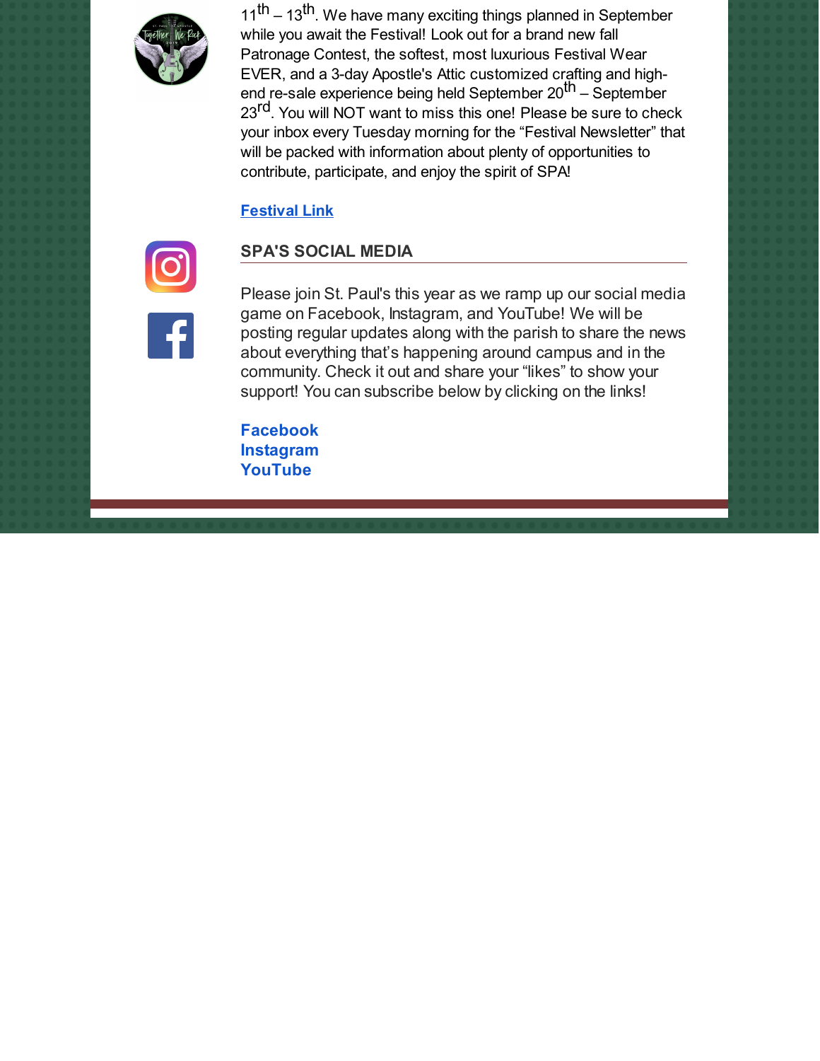11th – 13th. We have many exciting things planned in September while you await the Festival! Look out for a brand new fall Patronage Contest, the softest, most luxurious Festival Wear EVER, and a 3-day Apostle's Attic customized crafting and high-end re-sale experience being held September 20th – September 23rd. You will NOT want to miss this one! Please be sure to check your inbox every Tuesday morning for the “Festival Newsletter” that will be packed with information about plenty of opportunities to contribute, participate, and enjoy the spirit of SPA!

**Festival Link**

## SPA'S SOCIAL MEDIA

Please join St. Paul's this year as we ramp up our social media game on Facebook, Instagram, and YouTube! We will be posting regular updates along with the parish to share the news about everything that’s happening around campus and in the community. Check it out and share your “likes” to show your support! You can subscribe below by clicking on the links!

**Facebook**
**Instagram**
**YouTube**